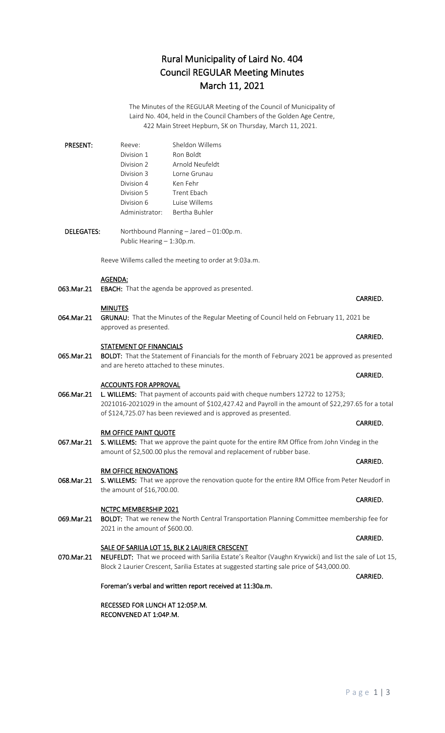# Rural Municipality of Laird No. 404
# Council REGULAR Meeting Minutes
# March 11, 2021

The Minutes of the REGULAR Meeting of the Council of Municipality of Laird No. 404, held in the Council Chambers of the Golden Age Centre, 422 Main Street Hepburn, SK on Thursday, March 11, 2021.

**PRESENT:**

| | |
|---|---|
| Reeve: | Sheldon Willems |
| Division 1 | Ron Boldt |
| Division 2 | Arnold Neufeldt |
| Division 3 | Lorne Grunau |
| Division 4 | Ken Fehr |
| Division 5 | Trent Ebach |
| Division 6 | Luise Willems |
| Administrator: | Bertha Buhler |

**DELEGATES:** Northbound Planning – Jared – 01:00p.m.
Public Hearing – 1:30p.m.

Reeve Willems called the meeting to order at 9:03a.m.

**AGENDA:**

**063.Mar.21** **EBACH:** That the agenda be approved as presented.

**CARRIED.**

**MINUTES**

**064.Mar.21** **GRUNAU:** That the Minutes of the Regular Meeting of Council held on February 11, 2021 be approved as presented.

**CARRIED.**

**STATEMENT OF FINANCIALS**

**065.Mar.21** **BOLDT:** That the Statement of Financials for the month of February 2021 be approved as presented and are hereto attached to these minutes.

**CARRIED.**

**ACCOUNTS FOR APPROVAL**

**066.Mar.21** **L. WILLEMS:** That payment of accounts paid with cheque numbers 12722 to 12753; 2021016-2021029 in the amount of $102,427.42 and Payroll in the amount of $22,297.65 for a total of $124,725.07 has been reviewed and is approved as presented.

**CARRIED.**

**RM OFFICE PAINT QUOTE**

**067.Mar.21** **S. WILLEMS:** That we approve the paint quote for the entire RM Office from John Vindeg in the amount of $2,500.00 plus the removal and replacement of rubber base.

**CARRIED.**

**RM OFFICE RENOVATIONS**

**068.Mar.21** **S. WILLEMS:** That we approve the renovation quote for the entire RM Office from Peter Neudorf in the amount of $16,700.00.

**CARRIED.**

**NCTPC MEMBERSHIP 2021**

**069.Mar.21** **BOLDT:** That we renew the North Central Transportation Planning Committee membership fee for 2021 in the amount of $600.00.

**CARRIED.**

**SALE OF SARILIA LOT 15, BLK 2 LAURIER CRESCENT**

**070.Mar.21** **NEUFELDT:** That we proceed with Sarilia Estate's Realtor (Vaughn Krywicki) and list the sale of Lot 15, Block 2 Laurier Crescent, Sarilia Estates at suggested starting sale price of $43,000.00.

**CARRIED.**

**Foreman's verbal and written report received at 11:30a.m.**

**RECESSED FOR LUNCH AT 12:05P.M.**
**RECONVENED AT 1:04P.M.**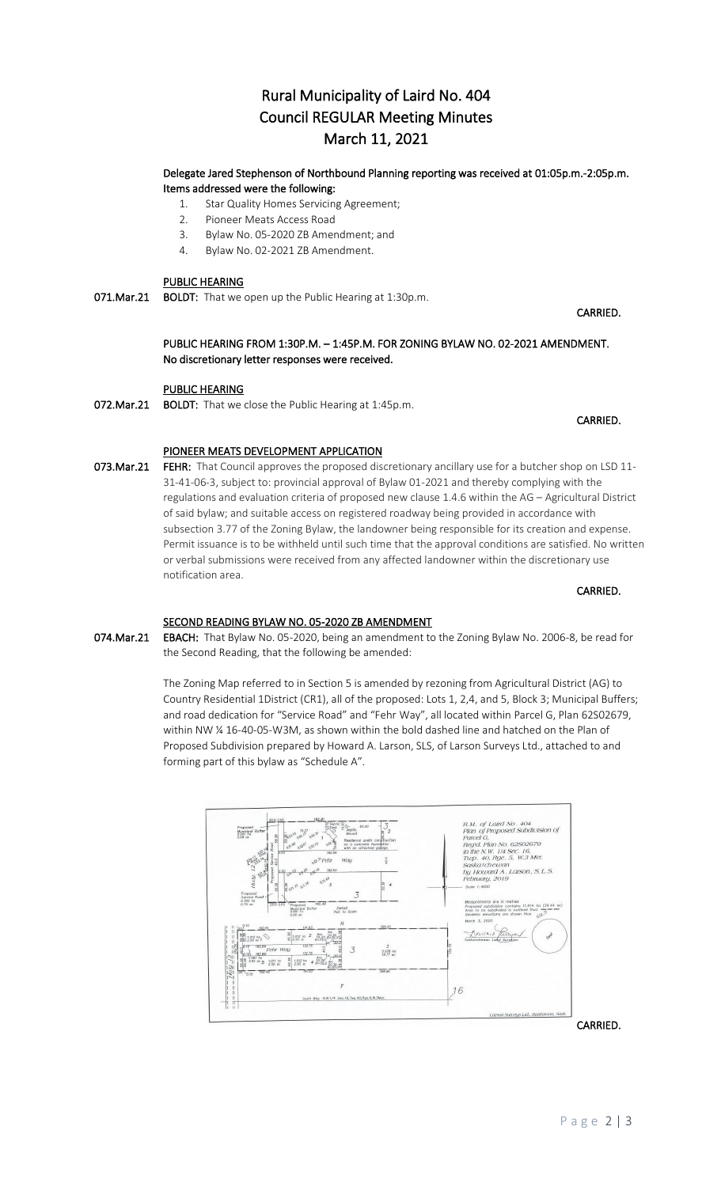# Rural Municipality of Laird No. 404
# Council REGULAR Meeting Minutes
# March 11, 2021

**Delegate Jared Stephenson of Northbound Planning reporting was received at 01:05p.m.-2:05p.m. Items addressed were the following:**

1. Star Quality Homes Servicing Agreement;
2. Pioneer Meats Access Road
3. Bylaw No. 05-2020 ZB Amendment; and
4. Bylaw No. 02-2021 ZB Amendment.

**PUBLIC HEARING**

**071.Mar.21** **BOLDT:** That we open up the Public Hearing at 1:30p.m.

**CARRIED.**

**PUBLIC HEARING FROM 1:30P.M. – 1:45P.M. FOR ZONING BYLAW NO. 02-2021 AMENDMENT. No discretionary letter responses were received.**

**PUBLIC HEARING**

**072.Mar.21** **BOLDT:** That we close the Public Hearing at 1:45p.m.

**CARRIED.**

**PIONEER MEATS DEVELOPMENT APPLICATION**

**073.Mar.21** **FEHR:** That Council approves the proposed discretionary ancillary use for a butcher shop on LSD 11-31-41-06-3, subject to: provincial approval of Bylaw 01-2021 and thereby complying with the regulations and evaluation criteria of proposed new clause 1.4.6 within the AG – Agricultural District of said bylaw; and suitable access on registered roadway being provided in accordance with subsection 3.77 of the Zoning Bylaw, the landowner being responsible for its creation and expense. Permit issuance is to be withheld until such time that the approval conditions are satisfied. No written or verbal submissions were received from any affected landowner within the discretionary use notification area.

**CARRIED.**

**SECOND READING BYLAW NO. 05-2020 ZB AMENDMENT**

**074.Mar.21** **EBACH:** That Bylaw No. 05-2020, being an amendment to the Zoning Bylaw No. 2006-8, be read for the Second Reading, that the following be amended:

The Zoning Map referred to in Section 5 is amended by rezoning from Agricultural District (AG) to Country Residential 1District (CR1), all of the proposed: Lots 1, 2,4, and 5, Block 3; Municipal Buffers; and road dedication for "Service Road" and "Fehr Way", all located within Parcel G, Plan 62S02679, within NW ¼ 16-40-05-W3M, as shown within the bold dashed line and hatched on the Plan of Proposed Subdivision prepared by Howard A. Larson, SLS, of Larson Surveys Ltd., attached to and forming part of this bylaw as "Schedule A".

R.M. of Laird No. 404
Plan of Proposed Subdivision of Parcel G, Reg'd. Plan No. 62S02679 in the N.W. 1/4 Sec. 16, Twp. 40, Rge. 5, W.3 Mer. Saskatchewan
by Howard A. Larson, S.L.S. February, 2019
Scale 1:4000

Measurements are in metres
Proposed subdivision contains 11.814 ha (29.44 ac)
Area to be subdivided is outlined thus
Geodetic elevations are shown thus
March 3, 2020

Saskatchewan Land Surveyor

Larson Surveys Ltd., Saskatoon, Sask.

**CARRIED.**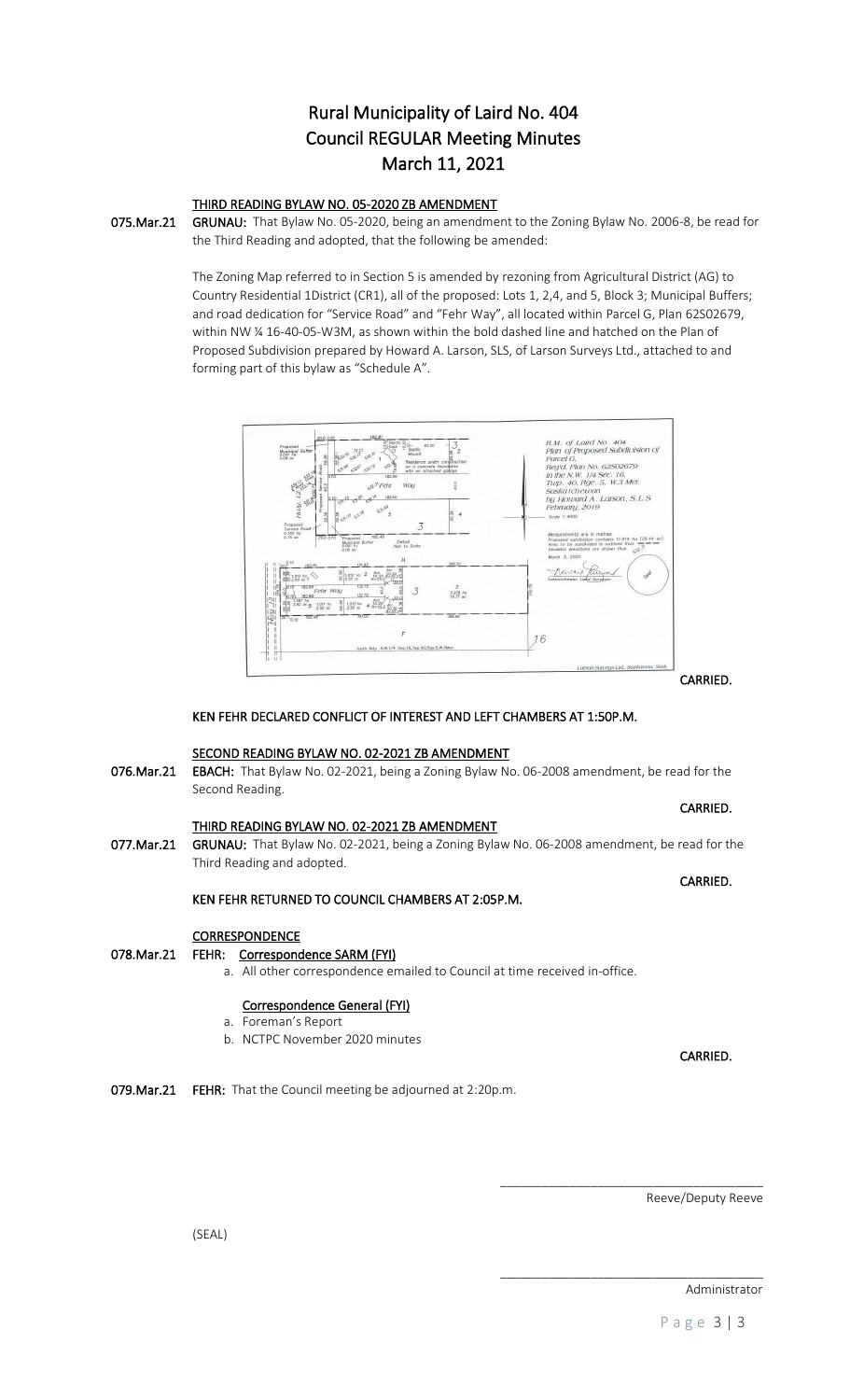# Rural Municipality of Laird No. 404
# Council REGULAR Meeting Minutes
# March 11, 2021

**THIRD READING BYLAW NO. 05-2020 ZB AMENDMENT**

**075.Mar.21** **GRUNAU:** That Bylaw No. 05-2020, being an amendment to the Zoning Bylaw No. 2006-8, be read for the Third Reading and adopted, that the following be amended:

The Zoning Map referred to in Section 5 is amended by rezoning from Agricultural District (AG) to Country Residential 1District (CR1), all of the proposed: Lots 1, 2,4, and 5, Block 3; Municipal Buffers; and road dedication for "Service Road" and "Fehr Way", all located within Parcel G, Plan 62S02679, within NW ¼ 16-40-05-W3M, as shown within the bold dashed line and hatched on the Plan of Proposed Subdivision prepared by Howard A. Larson, SLS, of Larson Surveys Ltd., attached to and forming part of this bylaw as "Schedule A".

R.M. of Laird No. 404
Plan of Proposed Subdivision of
Parcel G,
Reg'd. Plan No. 62S02679
in the N.W. 1/4 Sec. 16,
Twp. 40, Rge. 5, W.3 Mer.
Saskatchewan
by Howard A. Larson, S.L.S.
February, 2019

Scale 1: 4000

Measurements are in metres
Proposed subdivision contains 11.814 ha (29.44 ac)
Area to be subdivided is outlined thus
Geodetic elevations are shown thus

March 3, 2020

Saskatchewan Land Surveyor

Larson Surveys Ltd., Saskatoon, Sask.

**CARRIED.**

**KEN FEHR DECLARED CONFLICT OF INTEREST AND LEFT CHAMBERS AT 1:50P.M.**

**SECOND READING BYLAW NO. 02-2021 ZB AMENDMENT**

**076.Mar.21** **EBACH:** That Bylaw No. 02-2021, being a Zoning Bylaw No. 06-2008 amendment, be read for the Second Reading.

**CARRIED.**

**THIRD READING BYLAW NO. 02-2021 ZB AMENDMENT**

**077.Mar.21** **GRUNAU:** That Bylaw No. 02-2021, being a Zoning Bylaw No. 06-2008 amendment, be read for the Third Reading and adopted.

**CARRIED.**

**KEN FEHR RETURNED TO COUNCIL CHAMBERS AT 2:05P.M.**

**CORRESPONDENCE**

**078.Mar.21** **FEHR:** **Correspondence SARM (FYI)**

a. All other correspondence emailed to Council at time received in-office.

**Correspondence General (FYI)**

a. Foreman's Report
b. NCTPC November 2020 minutes

**CARRIED.**

**079.Mar.21** **FEHR:** That the Council meeting be adjourned at 2:20p.m.

\_\_\_\_\_\_\_\_\_\_\_\_\_\_\_\_\_\_\_\_\_\_\_\_\_\_\_\_\_\_\_\_\_\_\_\_\_\_

Reeve/Deputy Reeve

(SEAL)

\_\_\_\_\_\_\_\_\_\_\_\_\_\_\_\_\_\_\_\_\_\_\_\_\_\_\_\_\_\_\_\_\_\_\_\_\_\_

Administrator